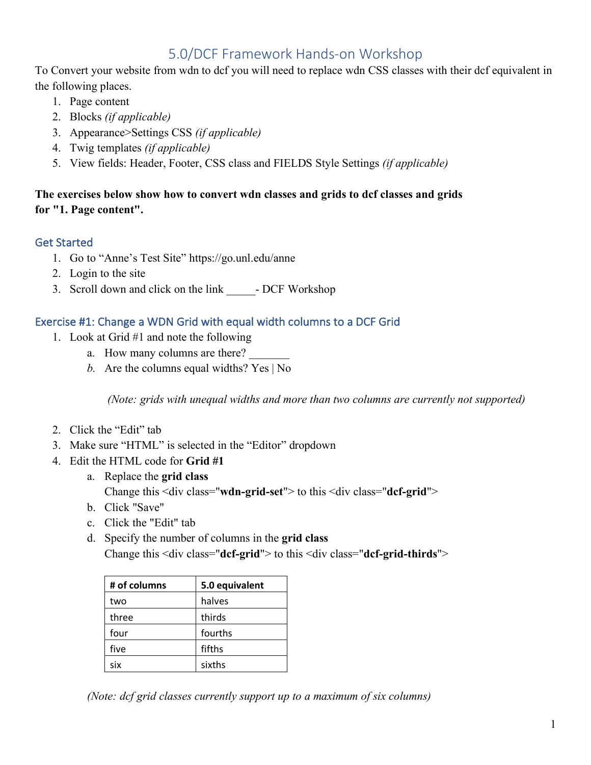# 5.0/DCF Framework Hands-on Workshop

To Convert your website from wdn to dcf you will need to replace wdn CSS classes with their dcf equivalent in the following places.

1. Page content
2. Blocks *(if applicable)*
3. Appearance>Settings CSS *(if applicable)*
4. Twig templates *(if applicable)*
5. View fields: Header, Footer, CSS class and FIELDS Style Settings *(if applicable)*

**The exercises below show how to convert wdn classes and grids to dcf classes and grids for "1. Page content".**

## Get Started

1. Go to "Anne's Test Site" https://go.unl.edu/anne
2. Login to the site
3. Scroll down and click on the link _____- DCF Workshop

## Exercise #1: Change a WDN Grid with equal width columns to a DCF Grid

1. Look at Grid #1 and note the following
   a. How many columns are there? _______
   *b.* Are the columns equal widths? Yes | No

   *(Note: grids with unequal widths and more than two columns are currently not supported)*

2. Click the "Edit" tab
3. Make sure "HTML" is selected in the "Editor" dropdown
4. Edit the HTML code for **Grid #1**
   a. Replace the **grid class**
      Change this <div class="**wdn-grid-set**"> to this <div class="**dcf-grid**">
   b. Click "Save"
   c. Click the "Edit" tab
   d. Specify the number of columns in the **grid class**
      Change this <div class="**dcf-grid**"> to this <div class="**dcf-grid-thirds**">

| # of columns | 5.0 equivalent |
| --- | --- |
| two | halves |
| three | thirds |
| four | fourths |
| five | fifths |
| six | sixths |

*(Note: dcf grid classes currently support up to a maximum of six columns)*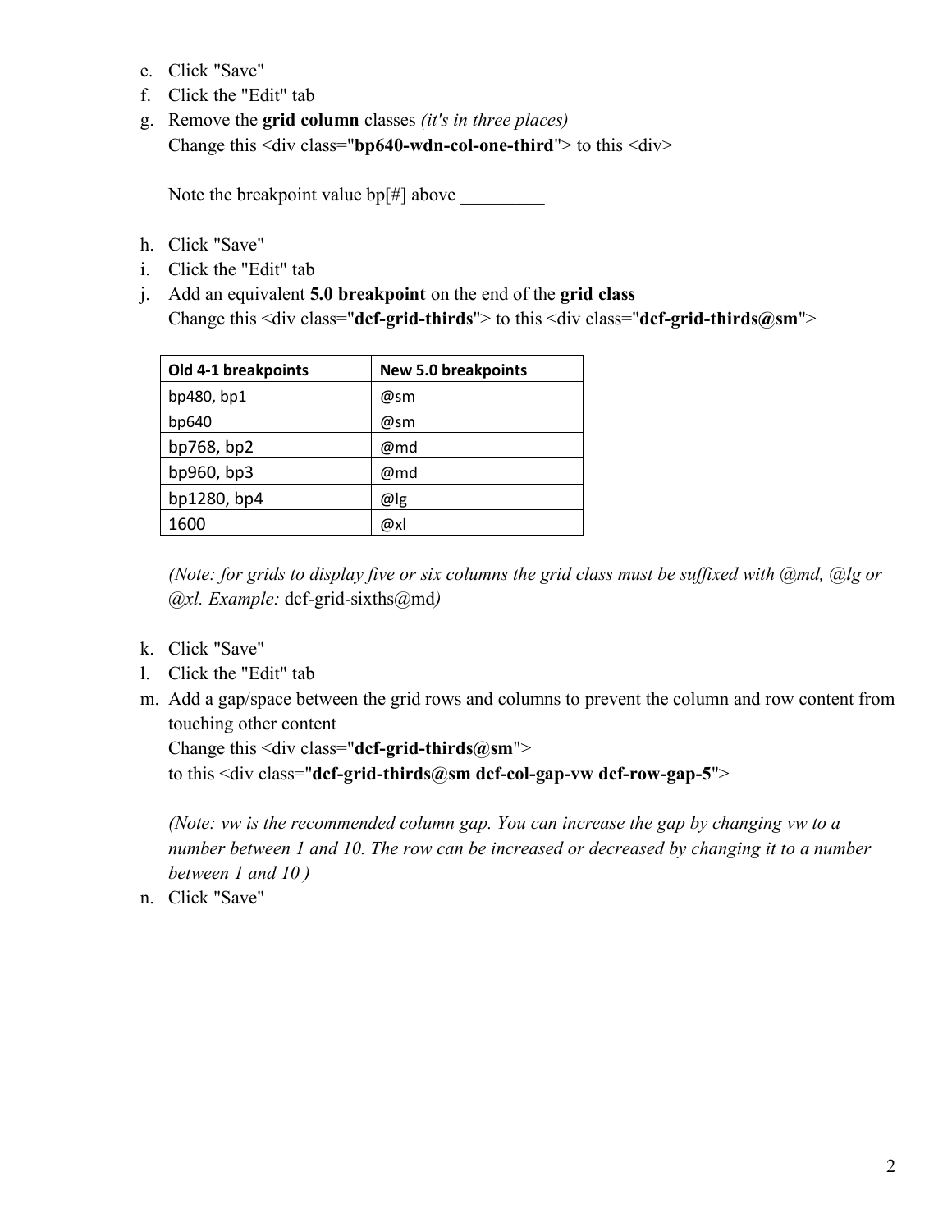e. Click "Save"
f. Click the "Edit" tab
g. Remove the **grid column** classes *(it's in three places)*
   Change this <div class="**bp640-wdn-col-one-third**"> to this <div>

   Note the breakpoint value bp[#] above _________

h. Click "Save"
i. Click the "Edit" tab
j. Add an equivalent **5.0 breakpoint** on the end of the **grid class**
   Change this <div class="**dcf-grid-thirds**"> to this <div class="**dcf-grid-thirds@sm**">

| Old 4-1 breakpoints | New 5.0 breakpoints |
| --- | --- |
| bp480, bp1 | @sm |
| bp640 | @sm |
| bp768, bp2 | @md |
| bp960, bp3 | @md |
| bp1280, bp4 | @lg |
| 1600 | @xl |

   *(Note: for grids to display five or six columns the grid class must be suffixed with @md, @lg or @xl. Example:* dcf-grid-sixths@md*)*

k. Click "Save"
l. Click the "Edit" tab
m. Add a gap/space between the grid rows and columns to prevent the column and row content from touching other content
   Change this <div class="**dcf-grid-thirds@sm**">
   to this <div class="**dcf-grid-thirds@sm dcf-col-gap-vw dcf-row-gap-5**">

   *(Note: vw is the recommended column gap. You can increase the gap by changing vw to a number between 1 and 10. The row can be increased or decreased by changing it to a number between 1 and 10 )*
n. Click "Save"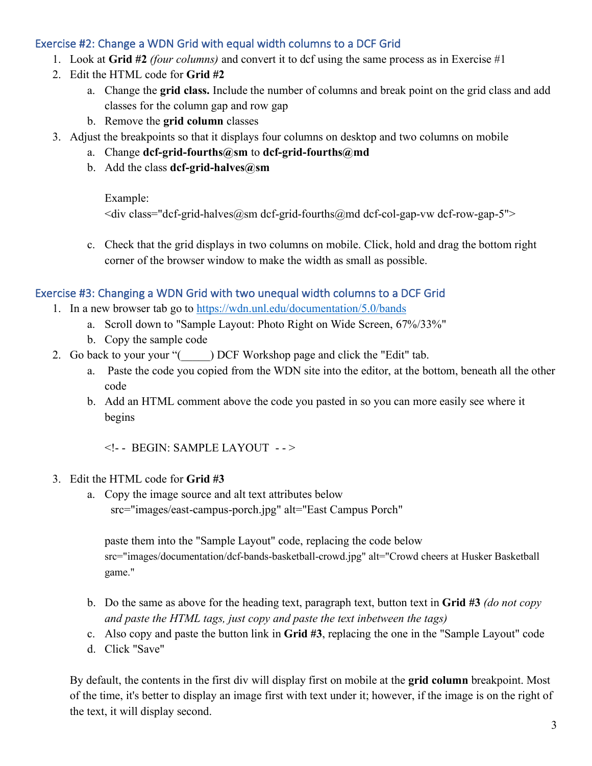### Exercise #2: Change a WDN Grid with equal width columns to a DCF Grid

1. Look at **Grid #2** *(four columns)* and convert it to dcf using the same process as in Exercise #1
2. Edit the HTML code for **Grid #2**
    a. Change the **grid class.** Include the number of columns and break point on the grid class and add classes for the column gap and row gap
    b. Remove the **grid column** classes
3. Adjust the breakpoints so that it displays four columns on desktop and two columns on mobile
    a. Change **dcf-grid-fourths@sm** to **dcf-grid-fourths@md**
    b. Add the class **dcf-grid-halves@sm**

       Example:
       <div class="dcf-grid-halves@sm dcf-grid-fourths@md dcf-col-gap-vw dcf-row-gap-5">

    c. Check that the grid displays in two columns on mobile. Click, hold and drag the bottom right corner of the browser window to make the width as small as possible.

### Exercise #3: Changing a WDN Grid with two unequal width columns to a DCF Grid

1. In a new browser tab go to https://wdn.unl.edu/documentation/5.0/bands
    a. Scroll down to "Sample Layout: Photo Right on Wide Screen, 67%/33%"
    b. Copy the sample code
2. Go back to your your "(_____) DCF Workshop page and click the "Edit" tab.
    a. Paste the code you copied from the WDN site into the editor, at the bottom, beneath all the other code
    b. Add an HTML comment above the code you pasted in so you can more easily see where it begins

       <!- - BEGIN: SAMPLE LAYOUT - - >

3. Edit the HTML code for **Grid #3**
    a. Copy the image source and alt text attributes below
       src="images/east-campus-porch.jpg" alt="East Campus Porch"

       paste them into the "Sample Layout" code, replacing the code below
       src="images/documentation/dcf-bands-basketball-crowd.jpg" alt="Crowd cheers at Husker Basketball game."

    b. Do the same as above for the heading text, paragraph text, button text in **Grid #3** *(do not copy and paste the HTML tags, just copy and paste the text inbetween the tags)*
    c. Also copy and paste the button link in **Grid #3**, replacing the one in the "Sample Layout" code
    d. Click "Save"

By default, the contents in the first div will display first on mobile at the **grid column** breakpoint. Most of the time, it's better to display an image first with text under it; however, if the image is on the right of the text, it will display second.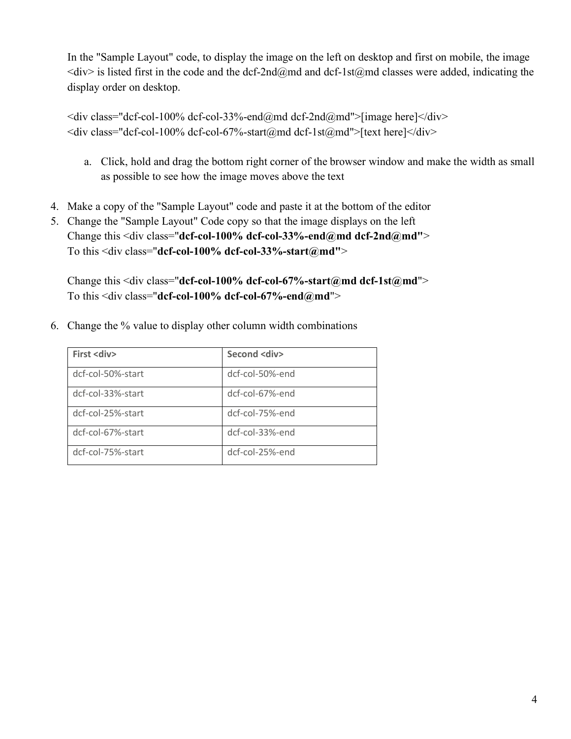In the "Sample Layout" code, to display the image on the left on desktop and first on mobile, the image <div> is listed first in the code and the dcf-2nd@md and dcf-1st@md classes were added, indicating the display order on desktop.

```
<div class="dcf-col-100% dcf-col-33%-end@md dcf-2nd@md">[image here]</div>
<div class="dcf-col-100% dcf-col-67%-start@md dcf-1st@md">[text here]</div>
```

   a. Click, hold and drag the bottom right corner of the browser window and make the width as small as possible to see how the image moves above the text

4. Make a copy of the "Sample Layout" code and paste it at the bottom of the editor
5. Change the "Sample Layout" Code copy so that the image displays on the left
   Change this <div class="**dcf-col-100% dcf-col-33%-end@md dcf-2nd@md"**>
   To this <div class="**dcf-col-100% dcf-col-33%-start@md"**>

   Change this <div class="**dcf-col-100% dcf-col-67%-start@md dcf-1st@md**">
   To this <div class="**dcf-col-100% dcf-col-67%-end@md**">

6. Change the % value to display other column width combinations

| First <div> | Second <div> |
|---|---|
| dcf-col-50%-start | dcf-col-50%-end |
| dcf-col-33%-start | dcf-col-67%-end |
| dcf-col-25%-start | dcf-col-75%-end |
| dcf-col-67%-start | dcf-col-33%-end |
| dcf-col-75%-start | dcf-col-25%-end |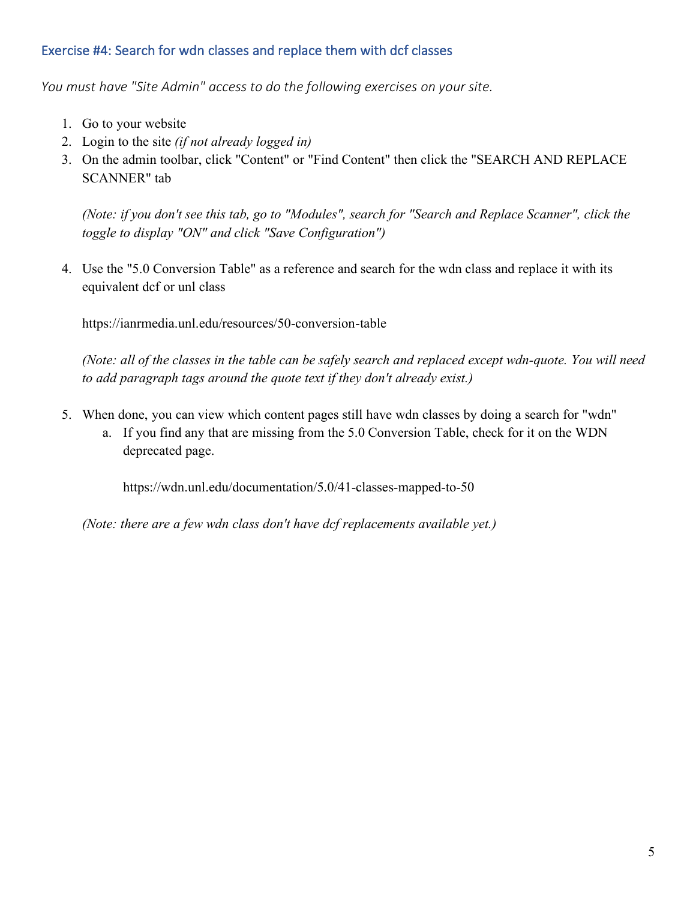### Exercise #4: Search for wdn classes and replace them with dcf classes

*You must have "Site Admin" access to do the following exercises on your site.*

1. Go to your website
2. Login to the site *(if not already logged in)*
3. On the admin toolbar, click "Content" or "Find Content" then click the "SEARCH AND REPLACE SCANNER" tab

   *(Note: if you don't see this tab, go to "Modules", search for "Search and Replace Scanner", click the toggle to display "ON" and click "Save Configuration")*

4. Use the "5.0 Conversion Table" as a reference and search for the wdn class and replace it with its equivalent dcf or unl class

   https://ianrmedia.unl.edu/resources/50-conversion-table

   *(Note: all of the classes in the table can be safely search and replaced except wdn-quote. You will need to add paragraph tags around the quote text if they don't already exist.)*

5. When done, you can view which content pages still have wdn classes by doing a search for "wdn"
   a. If you find any that are missing from the 5.0 Conversion Table, check for it on the WDN deprecated page.

      https://wdn.unl.edu/documentation/5.0/41-classes-mapped-to-50

   *(Note: there are a few wdn class don't have dcf replacements available yet.)*